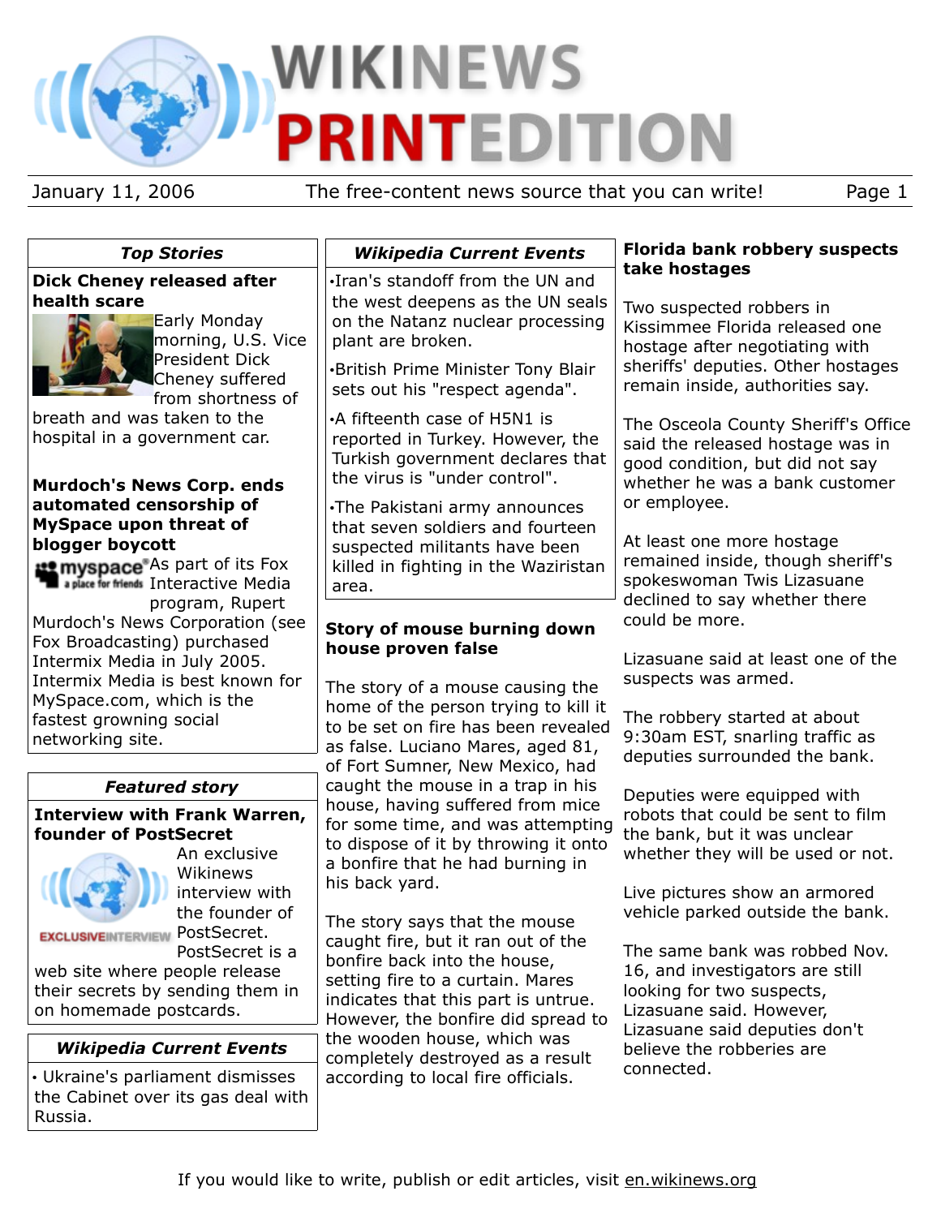# WIKINEWS PRINTEDITION

January 11, 2006 — The free-content news source that you can write!

## *Top Stories*

### Dick Cheney released after health scare

Early Monday morning, U.S. Vice President Dick Cheney suffered from shortness of breath and was taken to the hospital in a government car.

### Murdoch's News Corp. ends automated censorship of MySpace upon threat of blogger boycott

As part of its Fox Interactive Media program, Rupert Murdoch's News Corporation (see Fox Broadcasting) purchased Intermix Media in July 2005. Intermix Media is best known for MySpace.com, which is the fastest growing social networking site.

## *Featured story*

### Interview with Frank Warren, founder of PostSecret

An exclusive Wikinews interview with the founder of PostSecret. PostSecret is a web site where people release their secrets by sending them in on homemade postcards.

## *Wikipedia Current Events*

- Ukraine's parliament dismisses the Cabinet over its gas deal with Russia.

## *Wikipedia Current Events*

- Iran's standoff from the UN and the west deepens as the UN seals on the Natanz nuclear processing plant are broken.
- British Prime Minister Tony Blair sets out his "respect agenda".
- A fifteenth case of H5N1 is reported in Turkey. However, the Turkish government declares that the virus is "under control".
- The Pakistani army announces that seven soldiers and fourteen suspected militants have been killed in fighting in the Waziristan area.

## Story of mouse burning down house proven false

The story of a mouse causing the home of the person trying to kill it to be set on fire has been revealed as false. Luciano Mares, aged 81, of Fort Sumner, New Mexico, had caught the mouse in a trap in his house, having suffered from mice for some time, and was attempting to dispose of it by throwing it onto a bonfire that he had burning in his back yard.

The story says that the mouse caught fire, but it ran out of the bonfire back into the house, setting fire to a curtain. Mares indicates that this part is untrue. However, the bonfire did spread to the wooden house, which was completely destroyed as a result according to local fire officials.

## Florida bank robbery suspects take hostages

Two suspected robbers in Kissimmee Florida released one hostage after negotiating with sheriffs' deputies. Other hostages remain inside, authorities say.

The Osceola County Sheriff's Office said the released hostage was in good condition, but did not say whether he was a bank customer or employee.

At least one more hostage remained inside, though sheriff's spokeswoman Twis Lizasuane declined to say whether there could be more.

Lizasuane said at least one of the suspects was armed.

The robbery started at about 9:30am EST, snarling traffic as deputies surrounded the bank.

Deputies were equipped with robots that could be sent to film the bank, but it was unclear whether they will be used or not.

Live pictures show an armored vehicle parked outside the bank.

The same bank was robbed Nov. 16, and investigators are still looking for two suspects, Lizasuane said. However, Lizasuane said deputies don't believe the robberies are connected.

If you would like to write, publish or edit articles, visit en.wikinews.org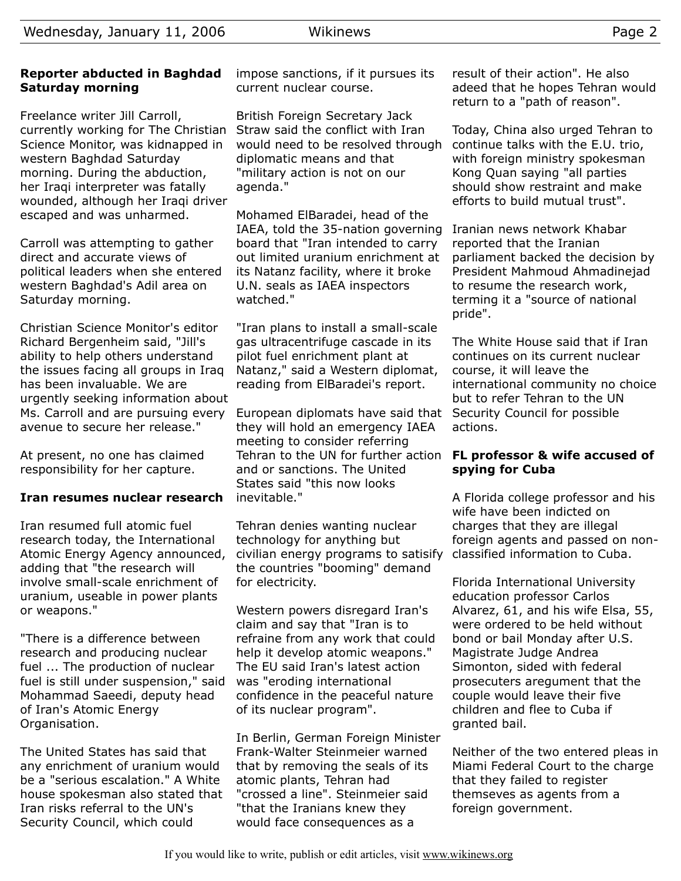## Reporter abducted in Baghdad Saturday morning

Freelance writer Jill Carroll, currently working for The Christian Science Monitor, was kidnapped in western Baghdad Saturday morning. During the abduction, her Iraqi interpreter was fatally wounded, although her Iraqi driver escaped and was unharmed.

Carroll was attempting to gather direct and accurate views of political leaders when she entered western Baghdad's Adil area on Saturday morning.

Christian Science Monitor's editor Richard Bergenheim said, "Jill's ability to help others understand the issues facing all groups in Iraq has been invaluable. We are urgently seeking information about Ms. Carroll and are pursuing every avenue to secure her release."

At present, no one has claimed responsibility for her capture.

## Iran resumes nuclear research

Iran resumed full atomic fuel research today, the International Atomic Energy Agency announced, adding that "the research will involve small-scale enrichment of uranium, useable in power plants or weapons."

"There is a difference between research and producing nuclear fuel ... The production of nuclear fuel is still under suspension," said Mohammad Saeedi, deputy head of Iran's Atomic Energy Organisation.

The United States has said that any enrichment of uranium would be a "serious escalation." A White house spokesman also stated that Iran risks referral to the UN's Security Council, which could impose sanctions, if it pursues its current nuclear course.

British Foreign Secretary Jack Straw said the conflict with Iran would need to be resolved through diplomatic means and that "military action is not on our agenda."

Mohamed ElBaradei, head of the IAEA, told the 35-nation governing board that "Iran intended to carry out limited uranium enrichment at its Natanz facility, where it broke U.N. seals as IAEA inspectors watched."

"Iran plans to install a small-scale gas ultracentrifuge cascade in its pilot fuel enrichment plant at Natanz," said a Western diplomat, reading from ElBaradei's report.

European diplomats have said that they will hold an emergency IAEA meeting to consider referring Tehran to the UN for further action and or sanctions. The United States said "this now looks inevitable."

Tehran denies wanting nuclear technology for anything but civilian energy programs to satisify the countries "booming" demand for electricity.

Western powers disregard Iran's claim and say that "Iran is to refraine from any work that could help it develop atomic weapons." The EU said Iran's latest action was "eroding international confidence in the peaceful nature of its nuclear program".

In Berlin, German Foreign Minister Frank-Walter Steinmeier warned that by removing the seals of its atomic plants, Tehran had "crossed a line". Steinmeier said "that the Iranians knew they would face consequences as a result of their action". He also adeed that he hopes Tehran would return to a "path of reason".

Today, China also urged Tehran to continue talks with the E.U. trio, with foreign ministry spokesman Kong Quan saying "all parties should show restraint and make efforts to build mutual trust".

Iranian news network Khabar reported that the Iranian parliament backed the decision by President Mahmoud Ahmadinejad to resume the research work, terming it a "source of national pride".

The White House said that if Iran continues on its current nuclear course, it will leave the international community no choice but to refer Tehran to the UN Security Council for possible actions.

## FL professor & wife accused of spying for Cuba

A Florida college professor and his wife have been indicted on charges that they are illegal foreign agents and passed on non-classified information to Cuba.

Florida International University education professor Carlos Alvarez, 61, and his wife Elsa, 55, were ordered to be held without bond or bail Monday after U.S. Magistrate Judge Andrea Simonton, sided with federal prosecuters aregument that the couple would leave their five children and flee to Cuba if granted bail.

Neither of the two entered pleas in Miami Federal Court to the charge that they failed to register themseves as agents from a foreign government.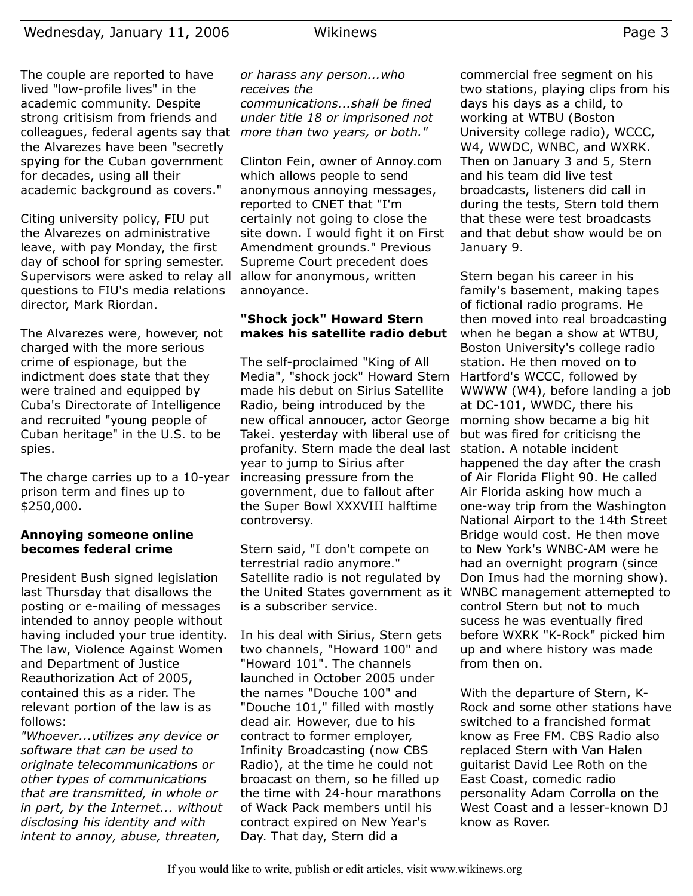The couple are reported to have lived "low-profile lives" in the academic community. Despite strong critisism from friends and colleagues, federal agents say that the Alvarezes have been "secretly spying for the Cuban government for decades, using all their academic background as covers."

Citing university policy, FIU put the Alvarezes on administrative leave, with pay Monday, the first day of school for spring semester. Supervisors were asked to relay all questions to FIU's media relations director, Mark Riordan.

The Alvarezes were, however, not charged with the more serious crime of espionage, but the indictment does state that they were trained and equipped by Cuba's Directorate of Intelligence and recruited "young people of Cuban heritage" in the U.S. to be spies.

The charge carries up to a 10-year prison term and fines up to $250,000.

### Annoying someone online becomes federal crime

President Bush signed legislation last Thursday that disallows the posting or e-mailing of messages intended to annoy people without having included your true identity. The law, Violence Against Women and Department of Justice Reauthorization Act of 2005, contained this as a rider. The relevant portion of the law is as follows:

*"Whoever...utilizes any device or software that can be used to originate telecommunications or other types of communications that are transmitted, in whole or in part, by the Internet... without disclosing his identity and with intent to annoy, abuse, threaten, or harass any person...who receives the communications...shall be fined under title 18 or imprisoned not more than two years, or both."*

Clinton Fein, owner of Annoy.com which allows people to send anonymous annoying messages, reported to CNET that "I'm certainly not going to close the site down. I would fight it on First Amendment grounds." Previous Supreme Court precedent does allow for anonymous, written annoyance.

### "Shock jock" Howard Stern makes his satellite radio debut

The self-proclaimed "King of All Media", "shock jock" Howard Stern made his debut on Sirius Satellite Radio, being introduced by the new offical annoucer, actor George Takei. yesterday with liberal use of profanity. Stern made the deal last year to jump to Sirius after increasing pressure from the government, due to fallout after the Super Bowl XXXVIII halftime controversy.

Stern said, "I don't compete on terrestrial radio anymore." Satellite radio is not regulated by the United States government as it is a subscriber service.

In his deal with Sirius, Stern gets two channels, "Howard 100" and "Howard 101". The channels launched in October 2005 under the names "Douche 100" and "Douche 101," filled with mostly dead air. However, due to his contract to former employer, Infinity Broadcasting (now CBS Radio), at the time he could not broacast on them, so he filled up the time with 24-hour marathons of Wack Pack members until his contract expired on New Year's Day. That day, Stern did a commercial free segment on his two stations, playing clips from his days his days as a child, to working at WTBU (Boston University college radio), WCCC, W4, WWDC, WNBC, and WXRK. Then on January 3 and 5, Stern and his team did live test broadcasts, listeners did call in during the tests, Stern told them that these were test broadcasts and that debut show would be on January 9.

Stern began his career in his family's basement, making tapes of fictional radio programs. He then moved into real broadcasting when he began a show at WTBU, Boston University's college radio station. He then moved on to Hartford's WCCC, followed by WWWW (W4), before landing a job at DC-101, WWDC, there his morning show became a big hit but was fired for criticisng the station. A notable incident happened the day after the crash of Air Florida Flight 90. He called Air Florida asking how much a one-way trip from the Washington National Airport to the 14th Street Bridge would cost. He then move to New York's WNBC-AM were he had an overnight program (since Don Imus had the morning show). WNBC management attemepted to control Stern but not to much sucess he was eventually fired before WXRK "K-Rock" picked him up and where history was made from then on.

With the departure of Stern, K-Rock and some other stations have switched to a francished format know as Free FM. CBS Radio also replaced Stern with Van Halen guitarist David Lee Roth on the East Coast, comedic radio personality Adam Corrolla on the West Coast and a lesser-known DJ know as Rover.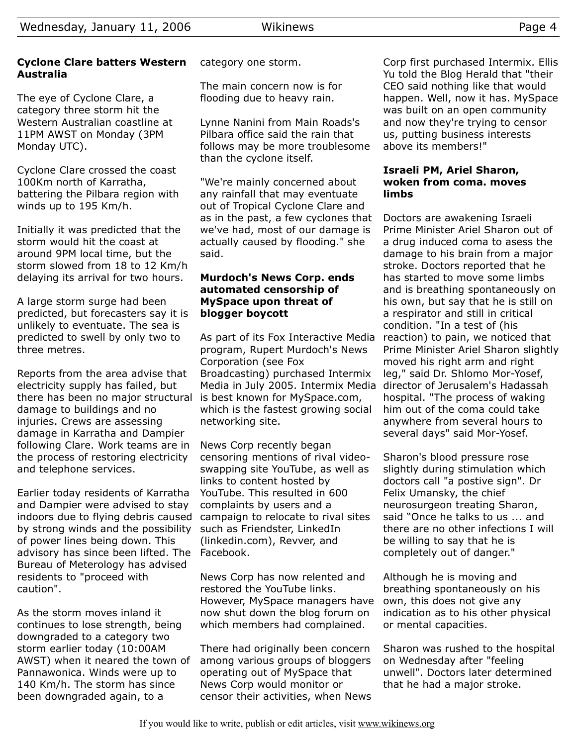## Cyclone Clare batters Western Australia

The eye of Cyclone Clare, a category three storm hit the Western Australian coastline at 11PM AWST on Monday (3PM Monday UTC).

Cyclone Clare crossed the coast 100Km north of Karratha, battering the Pilbara region with winds up to 195 Km/h.

Initially it was predicted that the storm would hit the coast at around 9PM local time, but the storm slowed from 18 to 12 Km/h delaying its arrival for two hours.

A large storm surge had been predicted, but forecasters say it is unlikely to eventuate. The sea is predicted to swell by only two to three metres.

Reports from the area advise that electricity supply has failed, but there has been no major structural damage to buildings and no injuries. Crews are assessing damage in Karratha and Dampier following Clare. Work teams are in the process of restoring electricity and telephone services.

Earlier today residents of Karratha and Dampier were advised to stay indoors due to flying debris caused by strong winds and the possibility of power lines being down. This advisory has since been lifted. The Bureau of Meterology has advised residents to "proceed with caution".

As the storm moves inland it continues to lose strength, being downgraded to a category two storm earlier today (10:00AM AWST) when it neared the town of Pannawonica. Winds were up to 140 Km/h. The storm has since been downgraded again, to a category one storm.

The main concern now is for flooding due to heavy rain.

Lynne Nanini from Main Roads's Pilbara office said the rain that follows may be more troublesome than the cyclone itself.

"We're mainly concerned about any rainfall that may eventuate out of Tropical Cyclone Clare and as in the past, a few cyclones that we've had, most of our damage is actually caused by flooding." she said.

## Murdoch's News Corp. ends automated censorship of MySpace upon threat of blogger boycott

As part of its Fox Interactive Media program, Rupert Murdoch's News Corporation (see Fox Broadcasting) purchased Intermix Media in July 2005. Intermix Media is best known for MySpace.com, which is the fastest growing social networking site.

News Corp recently began censoring mentions of rival video-swapping site YouTube, as well as links to content hosted by YouTube. This resulted in 600 complaints by users and a campaign to relocate to rival sites such as Friendster, LinkedIn (linkedin.com), Revver, and Facebook.

News Corp has now relented and restored the YouTube links. However, MySpace managers have now shut down the blog forum on which members had complained.

There had originally been concern among various groups of bloggers operating out of MySpace that News Corp would monitor or censor their activities, when News Corp first purchased Intermix. Ellis Yu told the Blog Herald that "their CEO said nothing like that would happen. Well, now it has. MySpace was built on an open community and now they're trying to censor us, putting business interests above its members!"

## Israeli PM, Ariel Sharon, woken from coma. moves limbs

Doctors are awakening Israeli Prime Minister Ariel Sharon out of a drug induced coma to asess the damage to his brain from a major stroke. Doctors reported that he has started to move some limbs and is breathing spontaneously on his own, but say that he is still on a respirator and still in critical condition. "In a test of (his reaction) to pain, we noticed that Prime Minister Ariel Sharon slightly moved his right arm and right leg," said Dr. Shlomo Mor-Yosef, director of Jerusalem's Hadassah hospital. "The process of waking him out of the coma could take anywhere from several hours to several days" said Mor-Yosef.

Sharon's blood pressure rose slightly during stimulation which doctors call "a postive sign". Dr Felix Umansky, the chief neurosurgeon treating Sharon, said "Once he talks to us ... and there are no other infections I will be willing to say that he is completely out of danger."

Although he is moving and breathing spontaneously on his own, this does not give any indication as to his other physical or mental capacities.

Sharon was rushed to the hospital on Wednesday after "feeling unwell". Doctors later determined that he had a major stroke.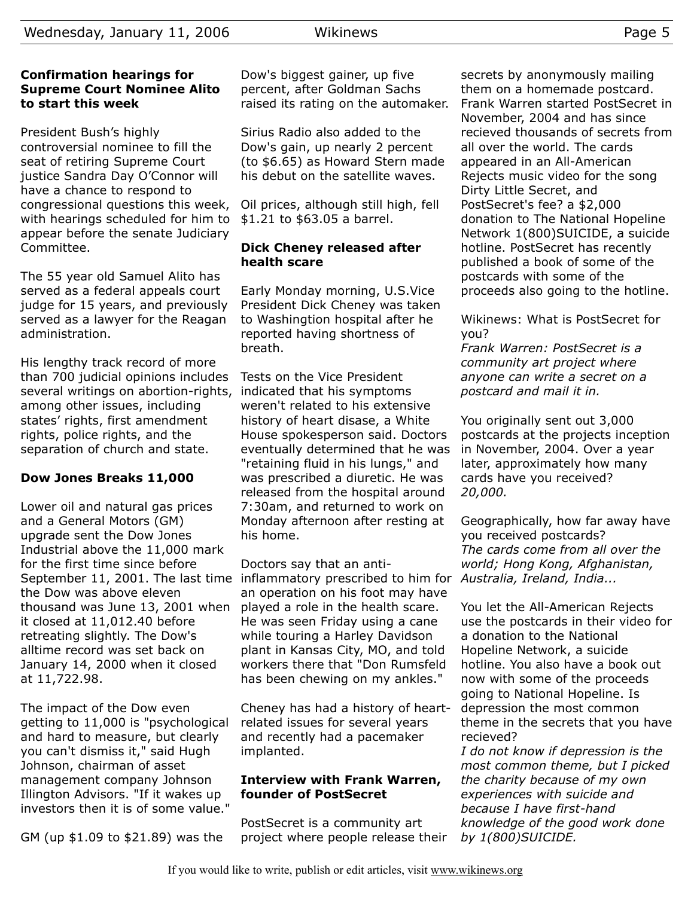### Confirmation hearings for Supreme Court Nominee Alito to start this week

President Bush's highly controversial nominee to fill the seat of retiring Supreme Court justice Sandra Day O'Connor will have a chance to respond to congressional questions this week, with hearings scheduled for him to appear before the senate Judiciary Committee.

The 55 year old Samuel Alito has served as a federal appeals court judge for 15 years, and previously served as a lawyer for the Reagan administration.

His lengthy track record of more than 700 judicial opinions includes several writings on abortion-rights, among other issues, including states' rights, first amendment rights, police rights, and the separation of church and state.

### Dow Jones Breaks 11,000

Lower oil and natural gas prices and a General Motors (GM) upgrade sent the Dow Jones Industrial above the 11,000 mark for the first time since before September 11, 2001. The last time the Dow was above eleven thousand was June 13, 2001 when it closed at 11,012.40 before retreating slightly. The Dow's alltime record was set back on January 14, 2000 when it closed at 11,722.98.

The impact of the Dow even getting to 11,000 is "psychological and hard to measure, but clearly you can't dismiss it," said Hugh Johnson, chairman of asset management company Johnson Illington Advisors. "If it wakes up investors then it is of some value."

GM (up $1.09 to $21.89) was the Dow's biggest gainer, up five percent, after Goldman Sachs raised its rating on the automaker.

Sirius Radio also added to the Dow's gain, up nearly 2 percent (to $6.65) as Howard Stern made his debut on the satellite waves.

Oil prices, although still high, fell $1.21 to $63.05 a barrel.

### Dick Cheney released after health scare

Early Monday morning, U.S.Vice President Dick Cheney was taken to Washington hospital after he reported having shortness of breath.

Tests on the Vice President indicated that his symptoms weren't related to his extensive history of heart disase, a White House spokesperson said. Doctors eventually determined that he was "retaining fluid in his lungs," and was prescribed a diuretic. He was released from the hospital around 7:30am, and returned to work on Monday afternoon after resting at his home.

Doctors say that an anti-inflammatory prescribed to him for an operation on his foot may have played a role in the health scare. He was seen Friday using a cane while touring a Harley Davidson plant in Kansas City, MO, and told workers there that "Don Rumsfeld has been chewing on my ankles."

Cheney has had a history of heart-related issues for several years and recently had a pacemaker implanted.

### Interview with Frank Warren, founder of PostSecret

PostSecret is a community art project where people release their secrets by anonymously mailing them on a homemade postcard. Frank Warren started PostSecret in November, 2004 and has since recieved thousands of secrets from all over the world. The cards appeared in an All-American Rejects music video for the song Dirty Little Secret, and PostSecret's fee? a $2,000 donation to The National Hopeline Network 1(800)SUICIDE, a suicide hotline. PostSecret has recently published a book of some of the postcards with some of the proceeds also going to the hotline.

Wikinews: What is PostSecret for you?
*Frank Warren: PostSecret is a community art project where anyone can write a secret on a postcard and mail it in.*

You originally sent out 3,000 postcards at the projects inception in November, 2004. Over a year later, approximately how many cards have you received?
*20,000.*

Geographically, how far away have you received postcards?
*The cards come from all over the world; Hong Kong, Afghanistan, Australia, Ireland, India...*

You let the All-American Rejects use the postcards in their video for a donation to the National Hopeline Network, a suicide hotline. You also have a book out now with some of the proceeds going to National Hopeline. Is depression the most common theme in the secrets that you have recieved?
*I do not know if depression is the most common theme, but I picked the charity because of my own experiences with suicide and because I have first-hand knowledge of the good work done by 1(800)SUICIDE.*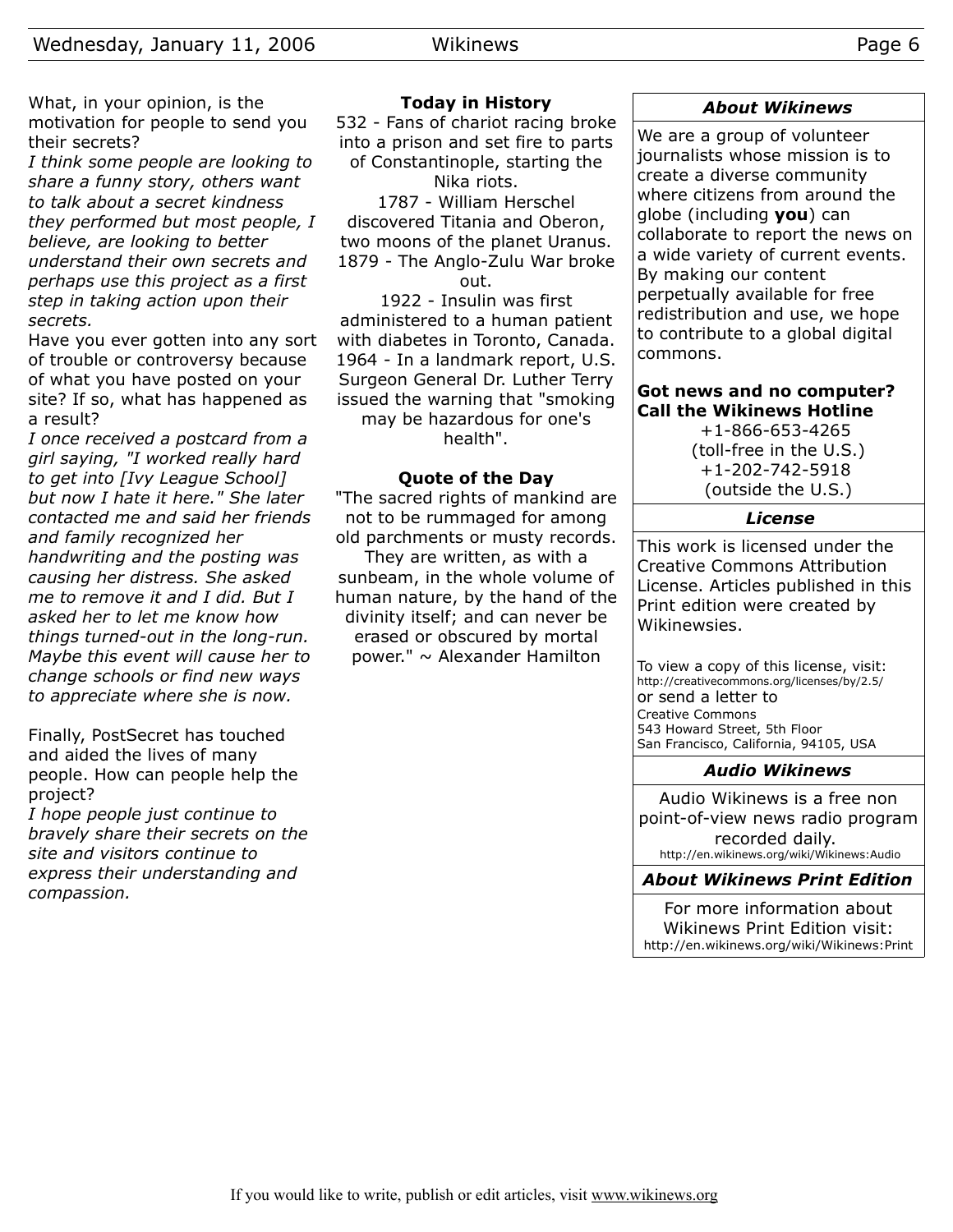What, in your opinion, is the motivation for people to send you their secrets?

*I think some people are looking to share a funny story, others want to talk about a secret kindness they performed but most people, I believe, are looking to better understand their own secrets and perhaps use this project as a first step in taking action upon their secrets.*

Have you ever gotten into any sort of trouble or controversy because of what you have posted on your site? If so, what has happened as a result?

*I once received a postcard from a girl saying, "I worked really hard to get into [Ivy League School] but now I hate it here." She later contacted me and said her friends and family recognized her handwriting and the posting was causing her distress. She asked me to remove it and I did. But I asked her to let me know how things turned-out in the long-run. Maybe this event will cause her to change schools or find new ways to appreciate where she is now.*

Finally, PostSecret has touched and aided the lives of many people. How can people help the project?

*I hope people just continue to bravely share their secrets on the site and visitors continue to express their understanding and compassion.*

**Today in History**

532 - Fans of chariot racing broke into a prison and set fire to parts of Constantinople, starting the Nika riots.
1787 - William Herschel discovered Titania and Oberon, two moons of the planet Uranus.
1879 - The Anglo-Zulu War broke out.
1922 - Insulin was first administered to a human patient with diabetes in Toronto, Canada.
1964 - In a landmark report, U.S. Surgeon General Dr. Luther Terry issued the warning that "smoking may be hazardous for one's health".

**Quote of the Day**

"The sacred rights of mankind are not to be rummaged for among old parchments or musty records. They are written, as with a sunbeam, in the whole volume of human nature, by the hand of the divinity itself; and can never be erased or obscured by mortal power." ~ Alexander Hamilton

***About Wikinews***

We are a group of volunteer journalists whose mission is to create a diverse community where citizens from around the globe (including **you**) can collaborate to report the news on a wide variety of current events. By making our content perpetually available for free redistribution and use, we hope to contribute to a global digital commons.

**Got news and no computer? Call the Wikinews Hotline**
+1-866-653-4265
(toll-free in the U.S.)
+1-202-742-5918
(outside the U.S.)

***License***

This work is licensed under the Creative Commons Attribution License. Articles published in this Print edition were created by Wikinewsies.

To view a copy of this license, visit:
http://creativecommons.org/licenses/by/2.5/
or send a letter to
Creative Commons
543 Howard Street, 5th Floor
San Francisco, California, 94105, USA

***Audio Wikinews***

Audio Wikinews is a free non point-of-view news radio program recorded daily.
http://en.wikinews.org/wiki/Wikinews:Audio

***About Wikinews Print Edition***

For more information about Wikinews Print Edition visit:
http://en.wikinews.org/wiki/Wikinews:Print

If you would like to write, publish or edit articles, visit www.wikinews.org